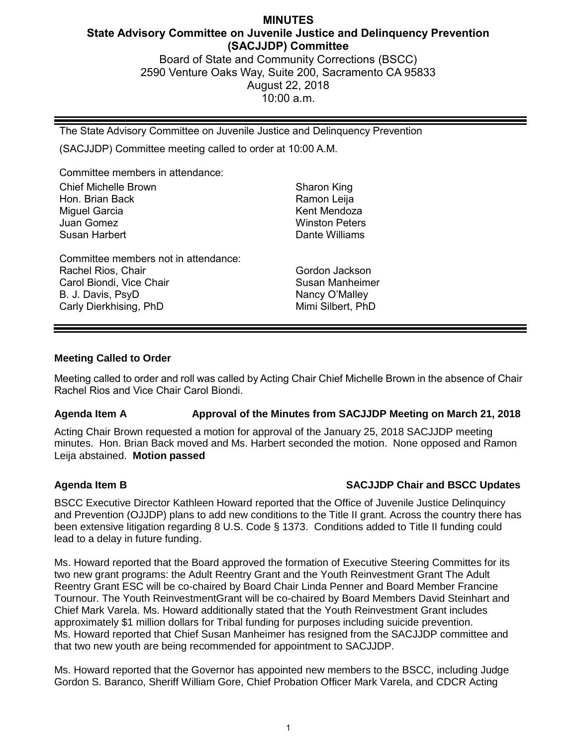# MINUTES

## State Advisory Committee on Juvenile Justice and Delinquency Prevention (SACJJDP) Committee

Board of State and Community Corrections (BSCC)
2590 Venture Oaks Way, Suite 200, Sacramento CA 95833
August 22, 2018
10:00 a.m.

---

The State Advisory Committee on Juvenile Justice and Delinquency Prevention (SACJJDP) Committee meeting called to order at 10:00 A.M.

Committee members in attendance:

| | |
|---|---|
| Chief Michelle Brown | Sharon King |
| Hon. Brian Back | Ramon Leija |
| Miguel Garcia | Kent Mendoza |
| Juan Gomez | Winston Peters |
| Susan Harbert | Dante Williams |

Committee members not in attendance:

| | |
|---|---|
| Rachel Rios, Chair | Gordon Jackson |
| Carol Biondi, Vice Chair | Susan Manheimer |
| B. J. Davis, PsyD | Nancy O'Malley |
| Carly Dierkhising, PhD | Mimi Silbert, PhD |

---

**Meeting Called to Order**

Meeting called to order and roll was called by Acting Chair Chief Michelle Brown in the absence of Chair Rachel Rios and Vice Chair Carol Biondi.

**Agenda Item A Approval of the Minutes from SACJJDP Meeting on March 21, 2018**

Acting Chair Brown requested a motion for approval of the January 25, 2018 SACJJDP meeting minutes. Hon. Brian Back moved and Ms. Harbert seconded the motion. None opposed and Ramon Leija abstained. **Motion passed**

**Agenda Item B SACJJDP Chair and BSCC Updates**

BSCC Executive Director Kathleen Howard reported that the Office of Juvenile Justice Delinquincy and Prevention (OJJDP) plans to add new conditions to the Title II grant. Across the country there has been extensive litigation regarding 8 U.S. Code § 1373. Conditions added to Title II funding could lead to a delay in future funding.

Ms. Howard reported that the Board approved the formation of Executive Steering Committes for its two new grant programs: the Adult Reentry Grant and the Youth Reinvestment Grant The Adult Reentry Grant ESC will be co-chaired by Board Chair Linda Penner and Board Member Francine Tournour. The Youth ReinvestmentGrant will be co-chaired by Board Members David Steinhart and Chief Mark Varela. Ms. Howard additionally stated that the Youth Reinvestment Grant includes approximately $1 million dollars for Tribal funding for purposes including suicide prevention. Ms. Howard reported that Chief Susan Manheimer has resigned from the SACJJDP committee and that two new youth are being recommended for appointment to SACJJDP.

Ms. Howard reported that the Governor has appointed new members to the BSCC, including Judge Gordon S. Baranco, Sheriff William Gore, Chief Probation Officer Mark Varela, and CDCR Acting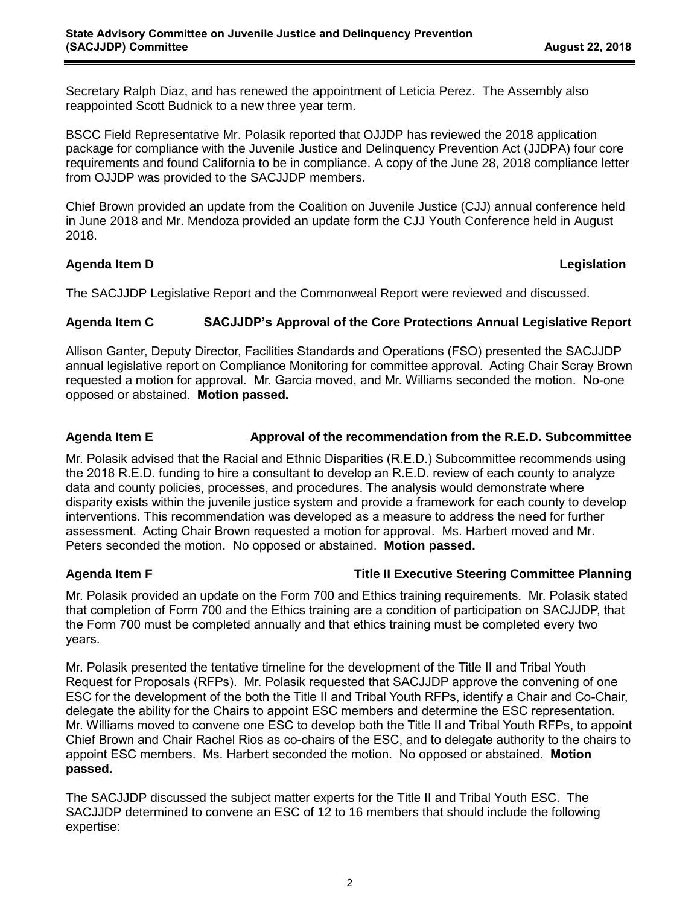Secretary Ralph Diaz, and has renewed the appointment of Leticia Perez. The Assembly also reappointed Scott Budnick to a new three year term.

BSCC Field Representative Mr. Polasik reported that OJJDP has reviewed the 2018 application package for compliance with the Juvenile Justice and Delinquency Prevention Act (JJDPA) four core requirements and found California to be in compliance. A copy of the June 28, 2018 compliance letter from OJJDP was provided to the SACJJDP members.

Chief Brown provided an update from the Coalition on Juvenile Justice (CJJ) annual conference held in June 2018 and Mr. Mendoza provided an update form the CJJ Youth Conference held in August 2018.

**Agenda Item D Legislation**

The SACJJDP Legislative Report and the Commonweal Report were reviewed and discussed.

**Agenda Item C SACJJDP's Approval of the Core Protections Annual Legislative Report**

Allison Ganter, Deputy Director, Facilities Standards and Operations (FSO) presented the SACJJDP annual legislative report on Compliance Monitoring for committee approval. Acting Chair Scray Brown requested a motion for approval. Mr. Garcia moved, and Mr. Williams seconded the motion. No-one opposed or abstained. **Motion passed.**

**Agenda Item E Approval of the recommendation from the R.E.D. Subcommittee**

Mr. Polasik advised that the Racial and Ethnic Disparities (R.E.D.) Subcommittee recommends using the 2018 R.E.D. funding to hire a consultant to develop an R.E.D. review of each county to analyze data and county policies, processes, and procedures. The analysis would demonstrate where disparity exists within the juvenile justice system and provide a framework for each county to develop interventions. This recommendation was developed as a measure to address the need for further assessment. Acting Chair Brown requested a motion for approval. Ms. Harbert moved and Mr. Peters seconded the motion. No opposed or abstained. **Motion passed.**

**Agenda Item F Title II Executive Steering Committee Planning**

Mr. Polasik provided an update on the Form 700 and Ethics training requirements. Mr. Polasik stated that completion of Form 700 and the Ethics training are a condition of participation on SACJJDP, that the Form 700 must be completed annually and that ethics training must be completed every two years.

Mr. Polasik presented the tentative timeline for the development of the Title II and Tribal Youth Request for Proposals (RFPs). Mr. Polasik requested that SACJJDP approve the convening of one ESC for the development of the both the Title II and Tribal Youth RFPs, identify a Chair and Co-Chair, delegate the ability for the Chairs to appoint ESC members and determine the ESC representation. Mr. Williams moved to convene one ESC to develop both the Title II and Tribal Youth RFPs, to appoint Chief Brown and Chair Rachel Rios as co-chairs of the ESC, and to delegate authority to the chairs to appoint ESC members. Ms. Harbert seconded the motion. No opposed or abstained. **Motion passed.**

The SACJJDP discussed the subject matter experts for the Title II and Tribal Youth ESC. The SACJJDP determined to convene an ESC of 12 to 16 members that should include the following expertise: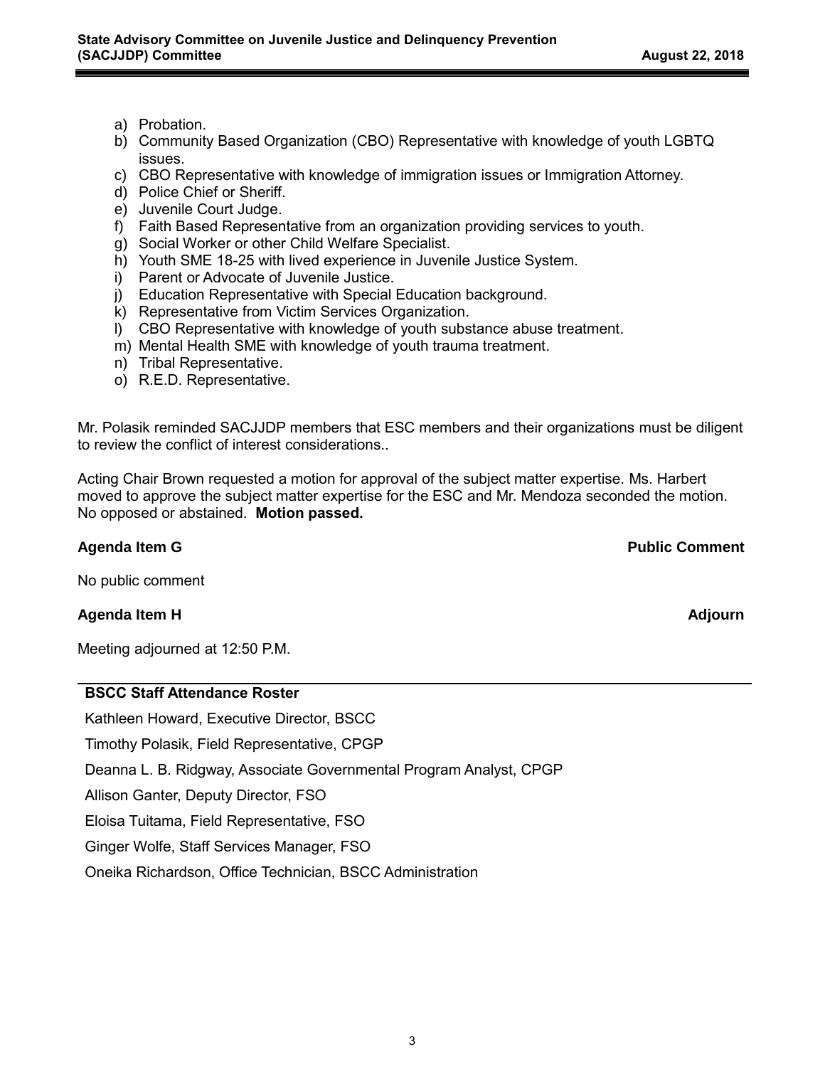a) Probation.
b) Community Based Organization (CBO) Representative with knowledge of youth LGBTQ issues.
c) CBO Representative with knowledge of immigration issues or Immigration Attorney.
d) Police Chief or Sheriff.
e) Juvenile Court Judge.
f) Faith Based Representative from an organization providing services to youth.
g) Social Worker or other Child Welfare Specialist.
h) Youth SME 18-25 with lived experience in Juvenile Justice System.
i) Parent or Advocate of Juvenile Justice.
j) Education Representative with Special Education background.
k) Representative from Victim Services Organization.
l) CBO Representative with knowledge of youth substance abuse treatment.
m) Mental Health SME with knowledge of youth trauma treatment.
n) Tribal Representative.
o) R.E.D. Representative.

Mr. Polasik reminded SACJJDP members that ESC members and their organizations must be diligent to review the conflict of interest considerations..

Acting Chair Brown requested a motion for approval of the subject matter expertise. Ms. Harbert moved to approve the subject matter expertise for the ESC and Mr. Mendoza seconded the motion. No opposed or abstained. **Motion passed.**

**Agenda Item G** **Public Comment**

No public comment

**Agenda Item H** **Adjourn**

Meeting adjourned at 12:50 P.M.

**BSCC Staff Attendance Roster**

Kathleen Howard, Executive Director, BSCC

Timothy Polasik, Field Representative, CPGP

Deanna L. B. Ridgway, Associate Governmental Program Analyst, CPGP

Allison Ganter, Deputy Director, FSO

Eloisa Tuitama, Field Representative, FSO

Ginger Wolfe, Staff Services Manager, FSO

Oneika Richardson, Office Technician, BSCC Administration